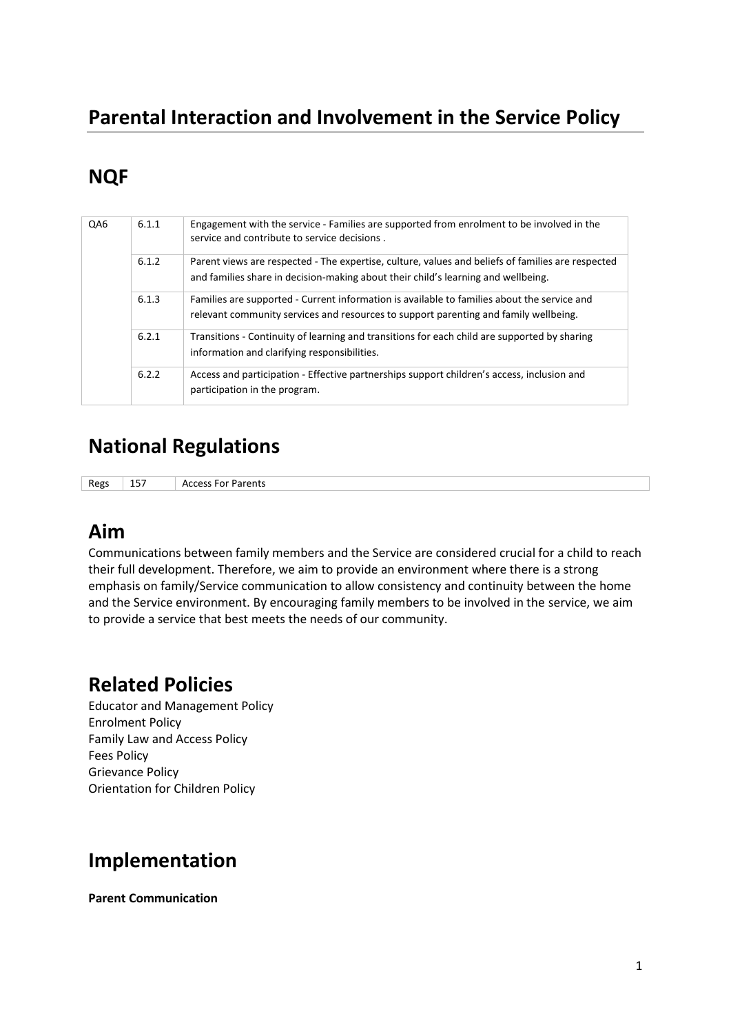# Parental Interaction and Involvement in the Service Policy

## NQF

| QA6 | 6.1.1 | Engagement with the service - Families are supported from enrolment to be involved in the service and contribute to service decisions . |
|---|---|---|
| | 6.1.2 | Parent views are respected - The expertise, culture, values and beliefs of families are respected and families share in decision-making about their child's learning and wellbeing. |
| | 6.1.3 | Families are supported - Current information is available to families about the service and relevant community services and resources to support parenting and family wellbeing. |
| | 6.2.1 | Transitions - Continuity of learning and transitions for each child are supported by sharing information and clarifying responsibilities. |
| | 6.2.2 | Access and participation - Effective partnerships support children's access, inclusion and participation in the program. |

## National Regulations

| Regs | 157 | Access For Parents |
|---|---|---|

## Aim

Communications between family members and the Service are considered crucial for a child to reach their full development. Therefore, we aim to provide an environment where there is a strong emphasis on family/Service communication to allow consistency and continuity between the home and the Service environment. By encouraging family members to be involved in the service, we aim to provide a service that best meets the needs of our community.

## Related Policies

Educator and Management Policy
Enrolment Policy
Family Law and Access Policy
Fees Policy
Grievance Policy
Orientation for Children Policy

## Implementation

**Parent Communication**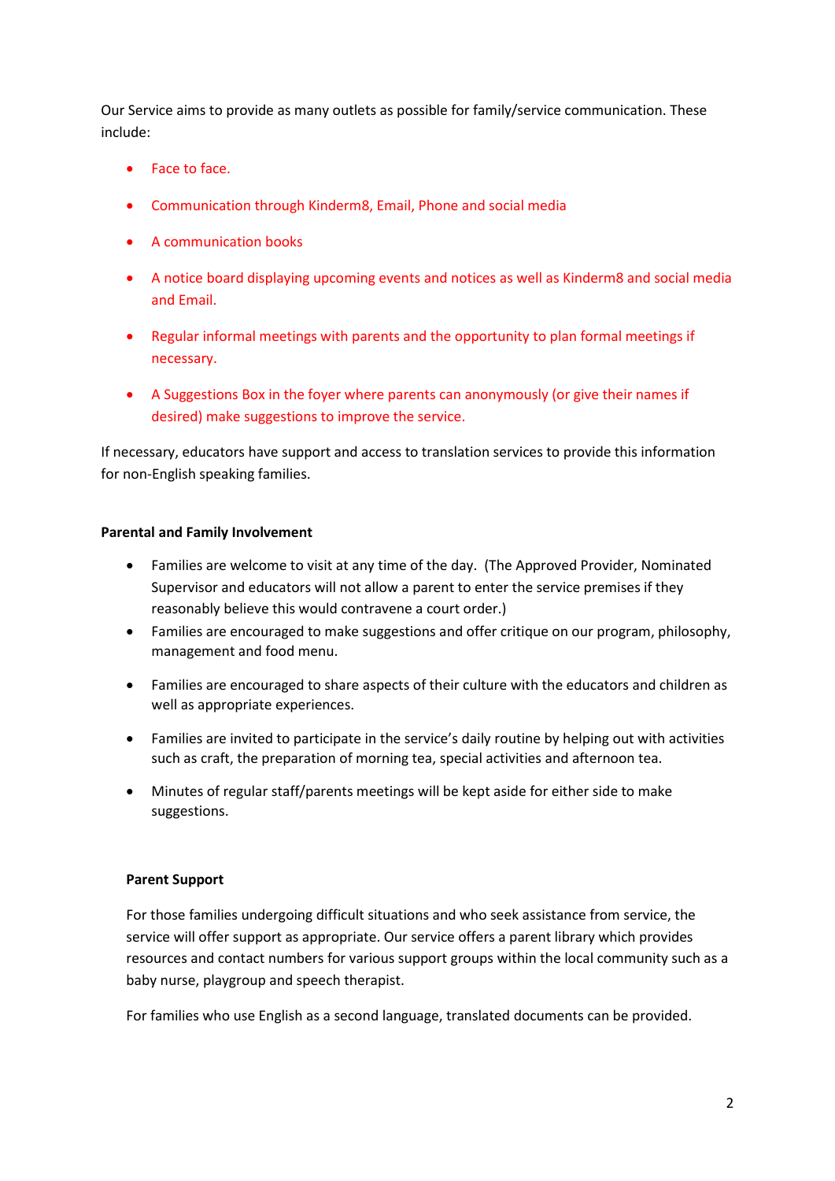Our Service aims to provide as many outlets as possible for family/service communication. These include:

- Face to face.
- Communication through Kinderm8, Email, Phone and social media
- A communication books
- A notice board displaying upcoming events and notices as well as Kinderm8 and social media and Email.
- Regular informal meetings with parents and the opportunity to plan formal meetings if necessary.
- A Suggestions Box in the foyer where parents can anonymously (or give their names if desired) make suggestions to improve the service.

If necessary, educators have support and access to translation services to provide this information for non-English speaking families.

**Parental and Family Involvement**

- Families are welcome to visit at any time of the day. (The Approved Provider, Nominated Supervisor and educators will not allow a parent to enter the service premises if they reasonably believe this would contravene a court order.)
- Families are encouraged to make suggestions and offer critique on our program, philosophy, management and food menu.
- Families are encouraged to share aspects of their culture with the educators and children as well as appropriate experiences.
- Families are invited to participate in the service's daily routine by helping out with activities such as craft, the preparation of morning tea, special activities and afternoon tea.
- Minutes of regular staff/parents meetings will be kept aside for either side to make suggestions.

**Parent Support**

For those families undergoing difficult situations and who seek assistance from service, the service will offer support as appropriate. Our service offers a parent library which provides resources and contact numbers for various support groups within the local community such as a baby nurse, playgroup and speech therapist.

For families who use English as a second language, translated documents can be provided.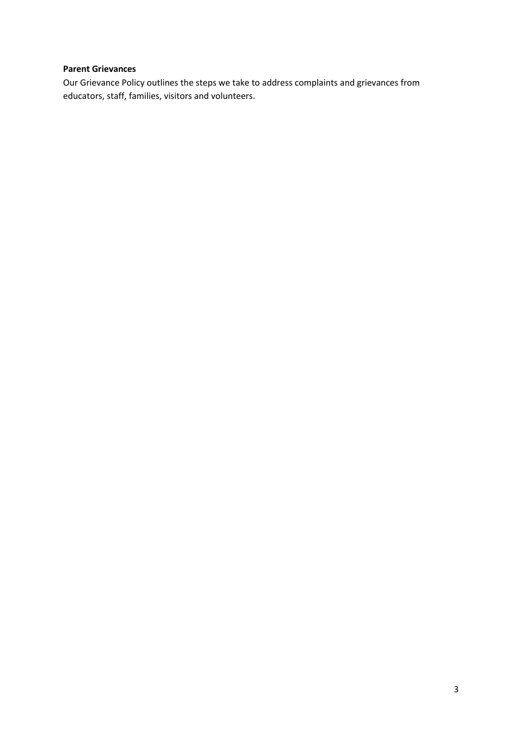**Parent Grievances**

Our Grievance Policy outlines the steps we take to address complaints and grievances from educators, staff, families, visitors and volunteers.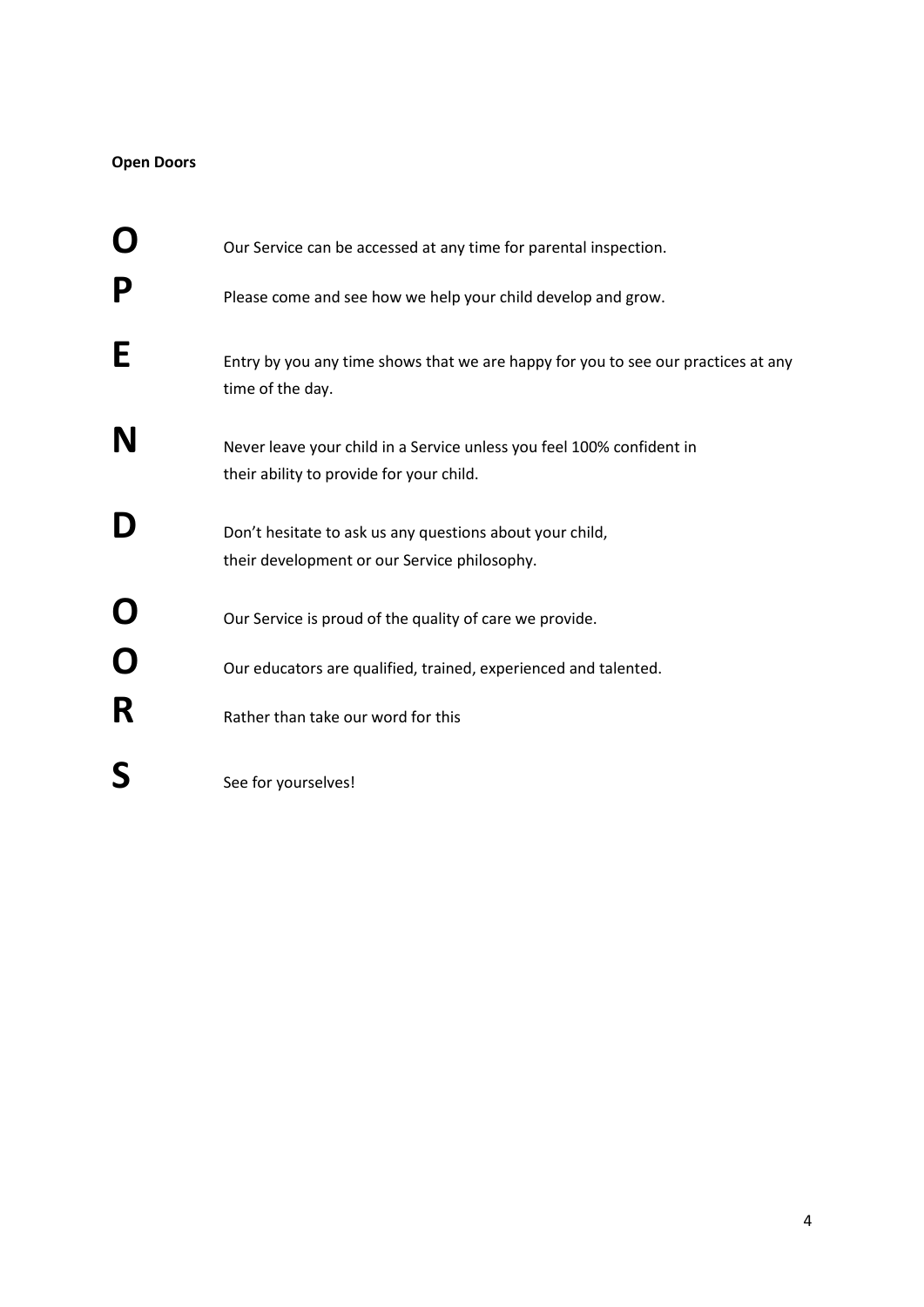**Open Doors**

| | |
|---|---|
| **O** | Our Service can be accessed at any time for parental inspection. |
| **P** | Please come and see how we help your child develop and grow. |
| **E** | Entry by you any time shows that we are happy for you to see our practices at any time of the day. |
| **N** | Never leave your child in a Service unless you feel 100% confident in their ability to provide for your child. |
| **D** | Don't hesitate to ask us any questions about your child, their development or our Service philosophy. |
| **O** | Our Service is proud of the quality of care we provide. |
| **O** | Our educators are qualified, trained, experienced and talented. |
| **R** | Rather than take our word for this |
| **S** | See for yourselves! |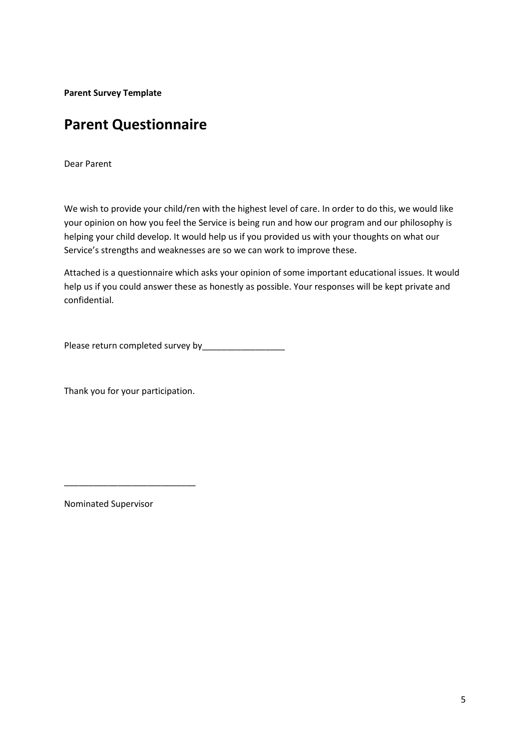**Parent Survey Template**

# Parent Questionnaire

Dear Parent

We wish to provide your child/ren with the highest level of care. In order to do this, we would like your opinion on how you feel the Service is being run and how our program and our philosophy is helping your child develop. It would help us if you provided us with your thoughts on what our Service's strengths and weaknesses are so we can work to improve these.

Attached is a questionnaire which asks your opinion of some important educational issues. It would help us if you could answer these as honestly as possible. Your responses will be kept private and confidential.

Please return completed survey by_________________

Thank you for your participation.

___________________________

Nominated Supervisor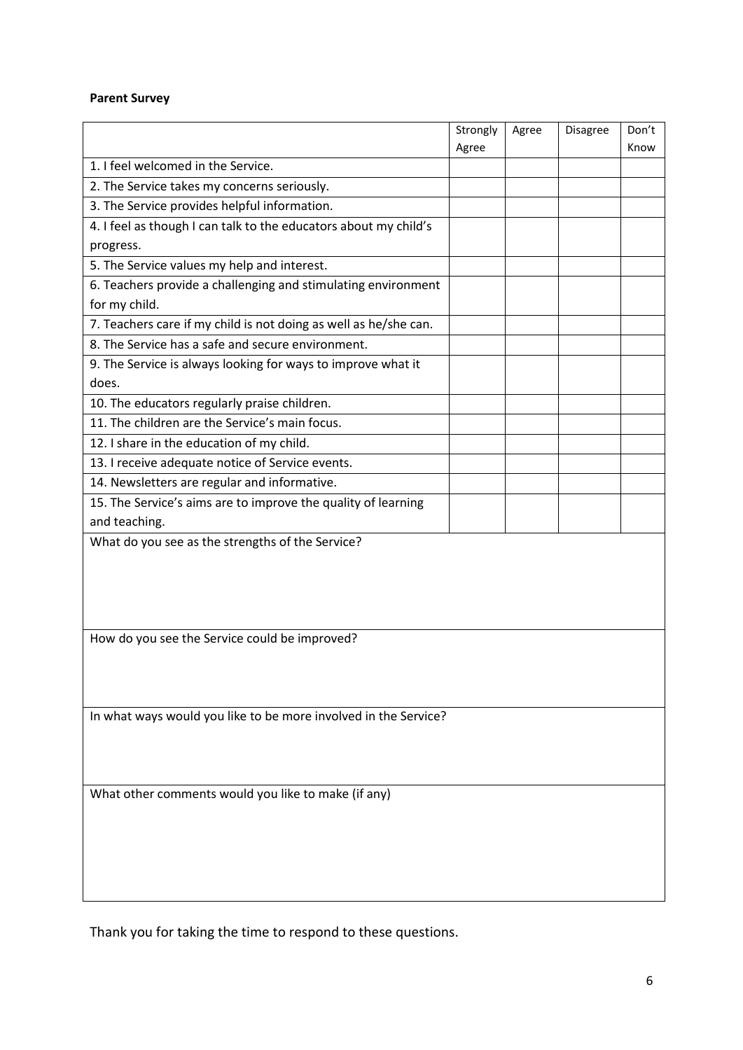**Parent Survey**

| | Strongly Agree | Agree | Disagree | Don't Know |
|---|---|---|---|---|
| 1. I feel welcomed in the Service. | | | | |
| 2. The Service takes my concerns seriously. | | | | |
| 3. The Service provides helpful information. | | | | |
| 4. I feel as though I can talk to the educators about my child's progress. | | | | |
| 5. The Service values my help and interest. | | | | |
| 6. Teachers provide a challenging and stimulating environment for my child. | | | | |
| 7. Teachers care if my child is not doing as well as he/she can. | | | | |
| 8. The Service has a safe and secure environment. | | | | |
| 9. The Service is always looking for ways to improve what it does. | | | | |
| 10. The educators regularly praise children. | | | | |
| 11. The children are the Service's main focus. | | | | |
| 12. I share in the education of my child. | | | | |
| 13. I receive adequate notice of Service events. | | | | |
| 14. Newsletters are regular and informative. | | | | |
| 15. The Service's aims are to improve the quality of learning and teaching. | | | | |

What do you see as the strengths of the Service?

How do you see the Service could be improved?

In what ways would you like to be more involved in the Service?

What other comments would you like to make (if any)

Thank you for taking the time to respond to these questions.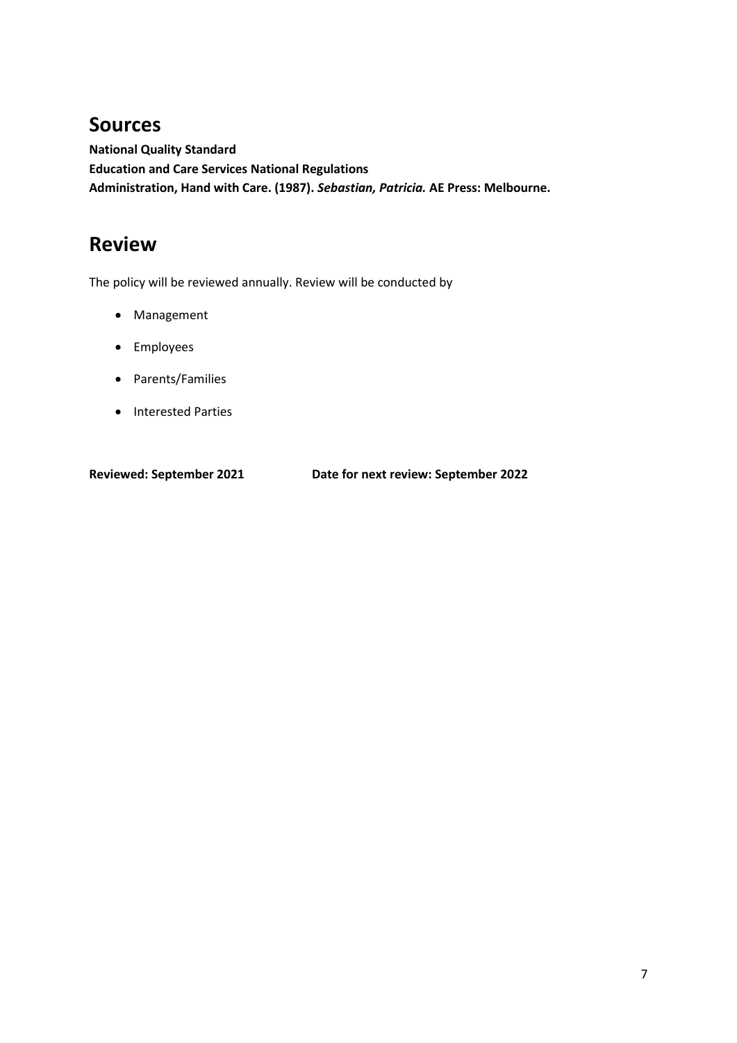## Sources

**National Quality Standard**
**Education and Care Services National Regulations**
**Administration, Hand with Care. (1987).** ***Sebastian, Patricia.*** **AE Press: Melbourne.**

## Review

The policy will be reviewed annually. Review will be conducted by

- Management
- Employees
- Parents/Families
- Interested Parties

**Reviewed: September 2021** **Date for next review: September 2022**